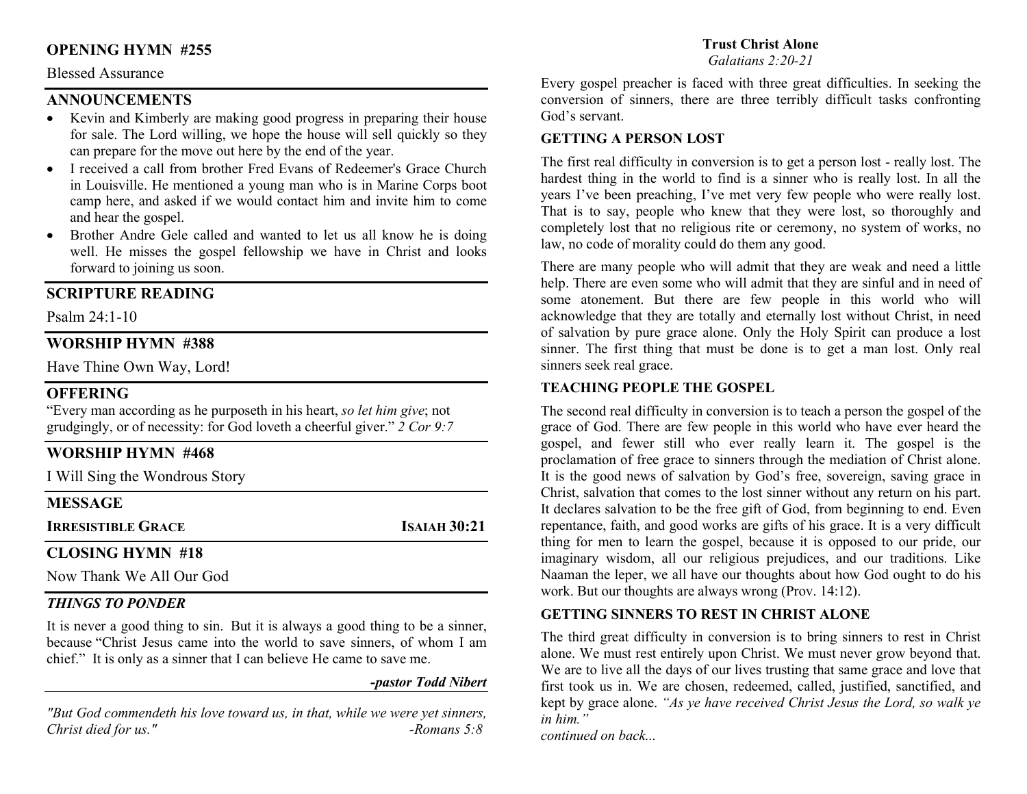## OPENING HYMN #255

Blessed Assurance

## ANNOUNCEMENTS

- Kevin and Kimberly are making good progress in preparing their house for sale. The Lord willing, we hope the house will sell quickly so they can prepare for the move out here by the end of the year.
- I received a call from brother Fred Evans of Redeemer's Grace Church in Louisville. He mentioned a young man who is in Marine Corps boot camp here, and asked if we would contact him and invite him to come and hear the gospel.
- Brother Andre Gele called and wanted to let us all know he is doing well. He misses the gospel fellowship we have in Christ and looks forward to joining us soon.

## SCRIPTURE READING

Psalm 24:1-10

## WORSHIP HYMN #388

Have Thine Own Way, Lord!

## OFFERING

"Every man according as he purposeth in his heart, *so let him give*; not grudgingly, or of necessity: for God loveth a cheerful giver." *2 Cor 9:7*

## WORSHIP HYMN #468

I Will Sing the Wondrous Story

## MESSAGE

**IRRESISTIBLE GRACE** — **ISAIAH 30:21**

## CLOSING HYMN #18

Now Thank We All Our God

### *THINGS TO PONDER*

It is never a good thing to sin. But it is always a good thing to be a sinner, because "Christ Jesus came into the world to save sinners, of whom I am chief." It is only as a sinner that I can believe He came to save me.

***-pastor Todd Nibert***

*"But God commendeth his love toward us, in that, while we were yet sinners, Christ died for us." -Romans 5:8*

## Trust Christ Alone

*Galatians 2:20-21*

Every gospel preacher is faced with three great difficulties. In seeking the conversion of sinners, there are three terribly difficult tasks confronting God's servant.

### GETTING A PERSON LOST

The first real difficulty in conversion is to get a person lost - really lost. The hardest thing in the world to find is a sinner who is really lost. In all the years I've been preaching, I've met very few people who were really lost. That is to say, people who knew that they were lost, so thoroughly and completely lost that no religious rite or ceremony, no system of works, no law, no code of morality could do them any good.

There are many people who will admit that they are weak and need a little help. There are even some who will admit that they are sinful and in need of some atonement. But there are few people in this world who will acknowledge that they are totally and eternally lost without Christ, in need of salvation by pure grace alone. Only the Holy Spirit can produce a lost sinner. The first thing that must be done is to get a man lost. Only real sinners seek real grace.

### TEACHING PEOPLE THE GOSPEL

The second real difficulty in conversion is to teach a person the gospel of the grace of God. There are few people in this world who have ever heard the gospel, and fewer still who ever really learn it. The gospel is the proclamation of free grace to sinners through the mediation of Christ alone. It is the good news of salvation by God's free, sovereign, saving grace in Christ, salvation that comes to the lost sinner without any return on his part. It declares salvation to be the free gift of God, from beginning to end. Even repentance, faith, and good works are gifts of his grace. It is a very difficult thing for men to learn the gospel, because it is opposed to our pride, our imaginary wisdom, all our religious prejudices, and our traditions. Like Naaman the leper, we all have our thoughts about how God ought to do his work. But our thoughts are always wrong (Prov. 14:12).

### GETTING SINNERS TO REST IN CHRIST ALONE

The third great difficulty in conversion is to bring sinners to rest in Christ alone. We must rest entirely upon Christ. We must never grow beyond that. We are to live all the days of our lives trusting that same grace and love that first took us in. We are chosen, redeemed, called, justified, sanctified, and kept by grace alone. *"As ye have received Christ Jesus the Lord, so walk ye in him."*

*continued on back...*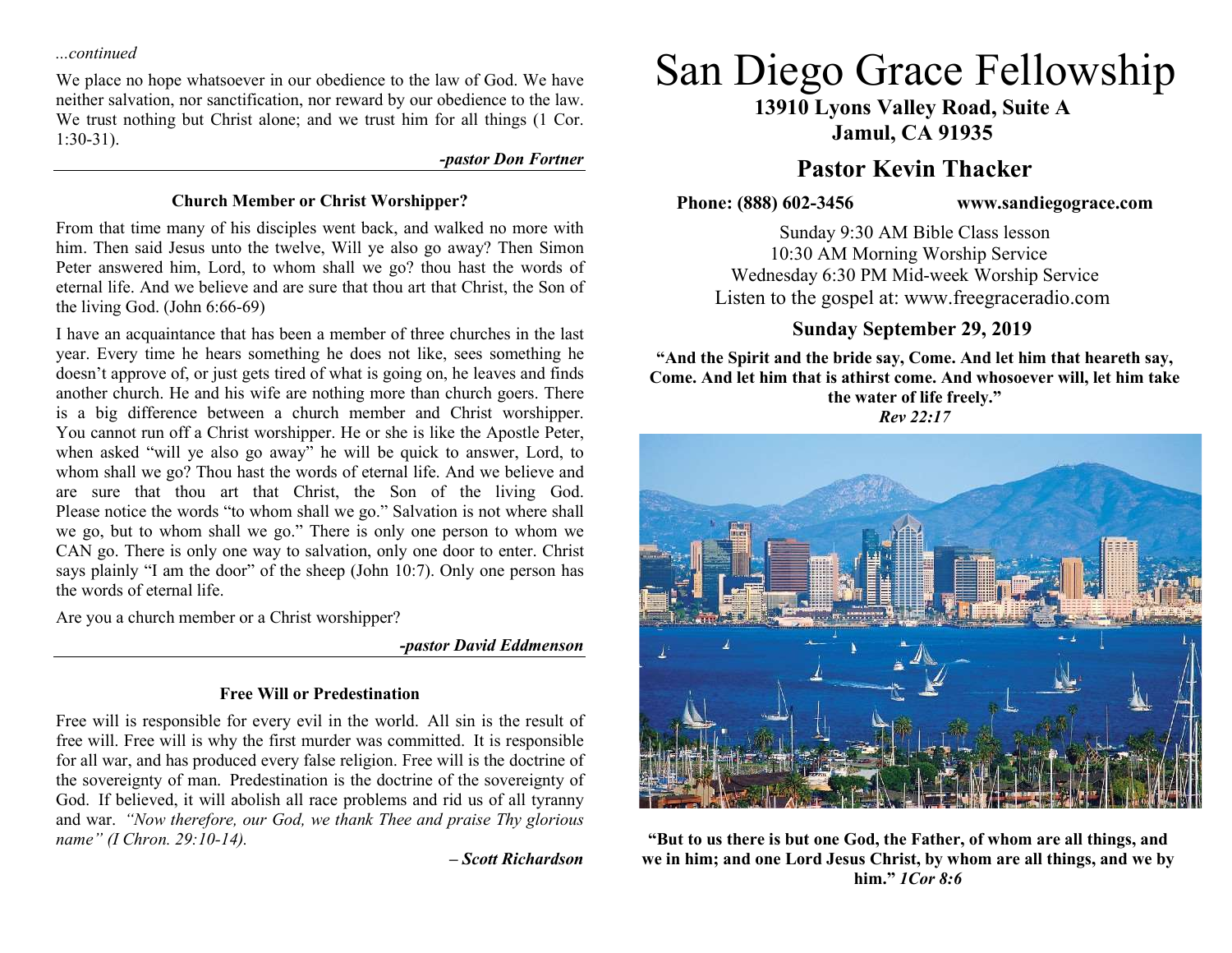*...continued*

We place no hope whatsoever in our obedience to the law of God. We have neither salvation, nor sanctification, nor reward by our obedience to the law. We trust nothing but Christ alone; and we trust him for all things (1 Cor. 1:30-31).

***-pastor Don Fortner***

---

### Church Member or Christ Worshipper?

From that time many of his disciples went back, and walked no more with him. Then said Jesus unto the twelve, Will ye also go away? Then Simon Peter answered him, Lord, to whom shall we go? thou hast the words of eternal life. And we believe and are sure that thou art that Christ, the Son of the living God. (John 6:66-69)

I have an acquaintance that has been a member of three churches in the last year. Every time he hears something he does not like, sees something he doesn't approve of, or just gets tired of what is going on, he leaves and finds another church. He and his wife are nothing more than church goers. There is a big difference between a church member and Christ worshipper. You cannot run off a Christ worshipper. He or she is like the Apostle Peter, when asked "will ye also go away" he will be quick to answer, Lord, to whom shall we go? Thou hast the words of eternal life. And we believe and are sure that thou art that Christ, the Son of the living God. Please notice the words "to whom shall we go." Salvation is not where shall we go, but to whom shall we go." There is only one person to whom we CAN go. There is only one way to salvation, only one door to enter. Christ says plainly "I am the door" of the sheep (John 10:7). Only one person has the words of eternal life.

Are you a church member or a Christ worshipper?

***-pastor David Eddmenson***

---

### Free Will or Predestination

Free will is responsible for every evil in the world. All sin is the result of free will. Free will is why the first murder was committed. It is responsible for all war, and has produced every false religion. Free will is the doctrine of the sovereignty of man. Predestination is the doctrine of the sovereignty of God. If believed, it will abolish all race problems and rid us of all tyranny and war. *"Now therefore, our God, we thank Thee and praise Thy glorious name" (I Chron. 29:10-14).*

***– Scott Richardson***

# San Diego Grace Fellowship

**13910 Lyons Valley Road, Suite A**
**Jamul, CA 91935**

## Pastor Kevin Thacker

**Phone: (888) 602-3456** **www.sandiegograce.com**

Sunday 9:30 AM Bible Class lesson
10:30 AM Morning Worship Service
Wednesday 6:30 PM Mid-week Worship Service
Listen to the gospel at: www.freegraceradio.com

### Sunday September 29, 2019

**"And the Spirit and the bride say, Come. And let him that heareth say, Come. And let him that is athirst come. And whosoever will, let him take the water of life freely."**
***Rev 22:17***

**"But to us there is but one God, the Father, of whom are all things, and we in him; and one Lord Jesus Christ, by whom are all things, and we by him."** ***1Cor 8:6***